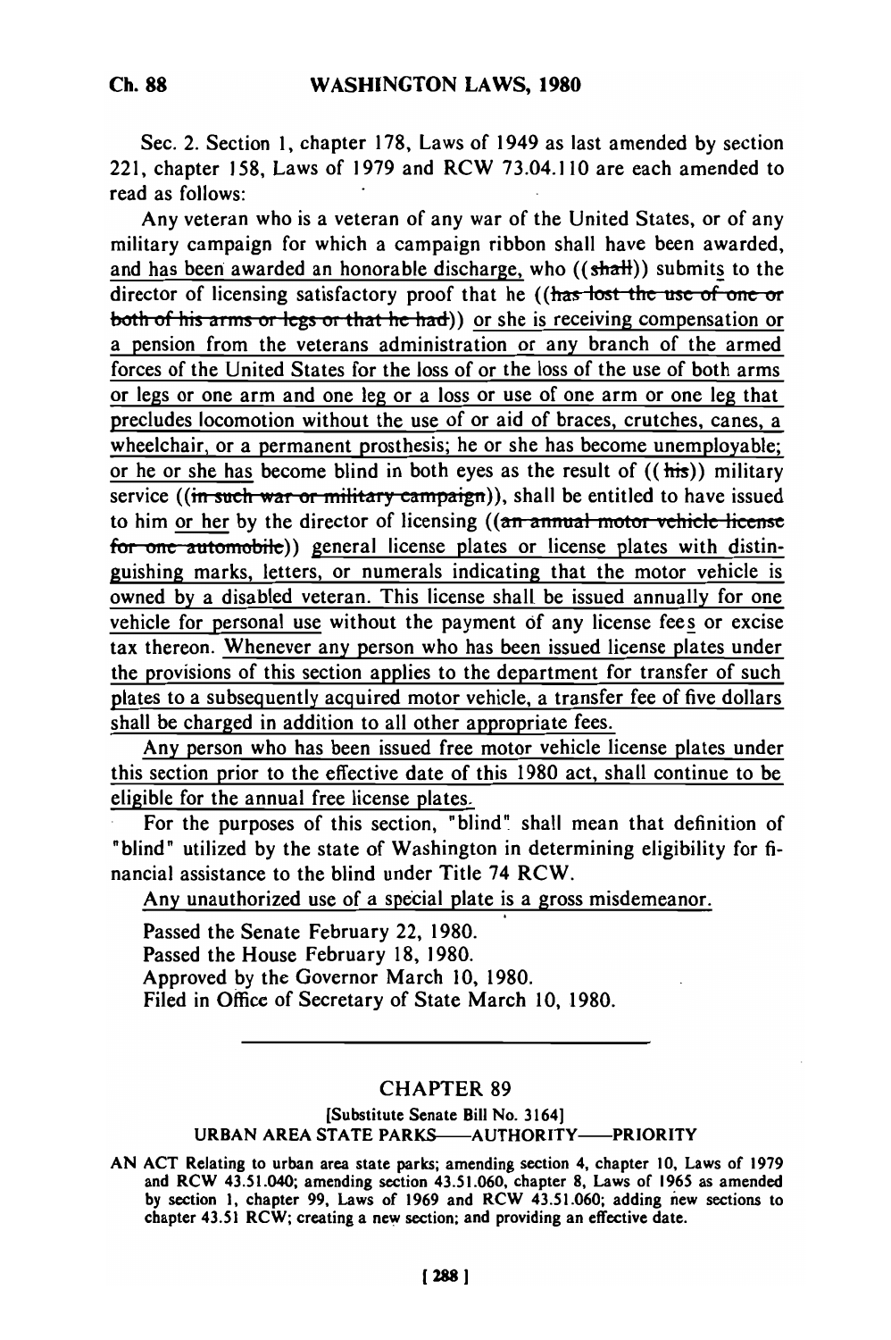Sec. 2. Section 1, chapter 178, Laws of 1949 as last amended by section 221, chapter 158, Laws of 1979 and RCW 73.04.110 are each amended to read as follows:

Any veteran who is a veteran of any war of the United States, or of any military campaign for which a campaign ribbon shall have been awarded, and has been awarded an honorable discharge, who ((shall)) submits to the director of licensing satisfactory proof that he ((has lost the use of one or both of his arms or legs or that he had)) or she is receiving compensation or a pension from the veterans administration or any branch of the armed forces of the United States for the loss of or the loss of the use of both arms or legs or one arm and one leg or a loss or use of one arm or one leg that precludes locomotion without the use of or aid of braces, crutches, canes, a wheelchair, or a permanent prosthesis; he or she has become unemployable; or he or she has become blind in both eyes as the result of ((his)) military service ((in such war or military campaign)), shall be entitled to have issued to him or her by the director of licensing ((an annual motor vehicle license for one automobile)) general license plates or license plates with distinguishing marks, letters, or numerals indicating that the motor vehicle is owned by a disabled veteran. This license shall be issued annually for one vehicle for personal use without the payment of any license fees or excise tax thereon. Whenever any person who has been issued license plates under the provisions of this section applies to the department for transfer of such plates to a subsequently acquired motor vehicle, a transfer fee of five dollars shall be charged in addition to all other appropriate fees.

Any person who has been issued free motor vehicle license plates under this section prior to the effective date of this 1980 act, shall continue to be eligible for the annual free license plates.

For the purposes of this section, "blind" shall mean that definition of "blind" utilized by the state of Washington in determining eligibility for financial assistance to the blind under Title 74 RCW.

Any unauthorized use of a special plate is a gross misdemeanor.

Passed the Senate February 22, 1980.
Passed the House February 18, 1980.
Approved by the Governor March 10, 1980.
Filed in Office of Secretary of State March 10, 1980.

---

## CHAPTER 89

[Substitute Senate Bill No. 3164]

URBAN AREA STATE PARKS—AUTHORITY—PRIORITY

AN ACT Relating to urban area state parks; amending section 4, chapter 10, Laws of 1979 and RCW 43.51.040; amending section 43.51.060, chapter 8, Laws of 1965 as amended by section 1, chapter 99, Laws of 1969 and RCW 43.51.060; adding new sections to chapter 43.51 RCW; creating a new section; and providing an effective date.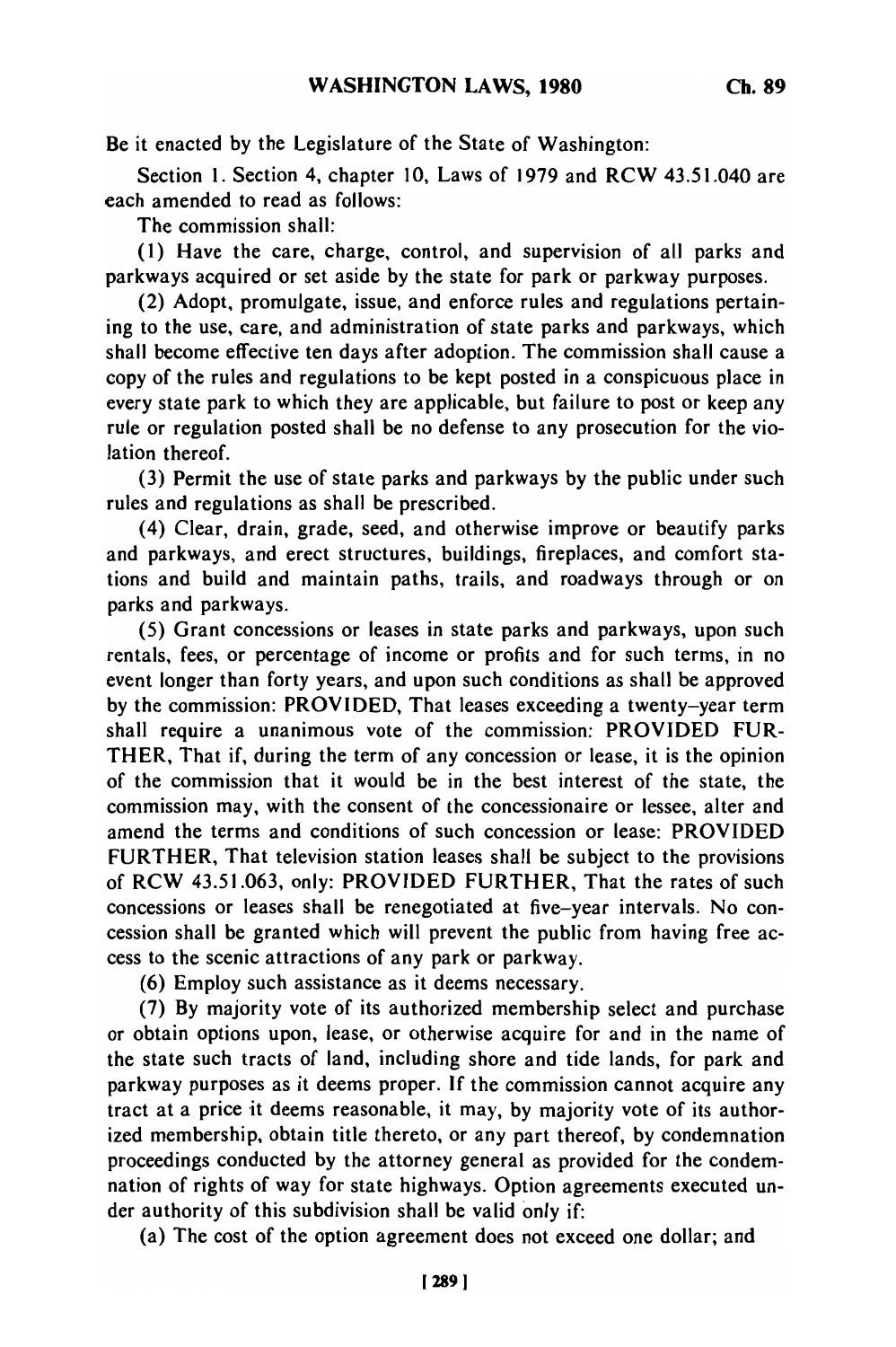Be it enacted by the Legislature of the State of Washington:

Section 1. Section 4, chapter 10, Laws of 1979 and RCW 43.51.040 are each amended to read as follows:

The commission shall:

(1) Have the care, charge, control, and supervision of all parks and parkways acquired or set aside by the state for park or parkway purposes.

(2) Adopt, promulgate, issue, and enforce rules and regulations pertaining to the use, care, and administration of state parks and parkways, which shall become effective ten days after adoption. The commission shall cause a copy of the rules and regulations to be kept posted in a conspicuous place in every state park to which they are applicable, but failure to post or keep any rule or regulation posted shall be no defense to any prosecution for the violation thereof.

(3) Permit the use of state parks and parkways by the public under such rules and regulations as shall be prescribed.

(4) Clear, drain, grade, seed, and otherwise improve or beautify parks and parkways, and erect structures, buildings, fireplaces, and comfort stations and build and maintain paths, trails, and roadways through or on parks and parkways.

(5) Grant concessions or leases in state parks and parkways, upon such rentals, fees, or percentage of income or profits and for such terms, in no event longer than forty years, and upon such conditions as shall be approved by the commission: PROVIDED, That leases exceeding a twenty-year term shall require a unanimous vote of the commission: PROVIDED FURTHER, That if, during the term of any concession or lease, it is the opinion of the commission that it would be in the best interest of the state, the commission may, with the consent of the concessionaire or lessee, alter and amend the terms and conditions of such concession or lease: PROVIDED FURTHER, That television station leases shall be subject to the provisions of RCW 43.51.063, only: PROVIDED FURTHER, That the rates of such concessions or leases shall be renegotiated at five-year intervals. No concession shall be granted which will prevent the public from having free access to the scenic attractions of any park or parkway.

(6) Employ such assistance as it deems necessary.

(7) By majority vote of its authorized membership select and purchase or obtain options upon, lease, or otherwise acquire for and in the name of the state such tracts of land, including shore and tide lands, for park and parkway purposes as it deems proper. If the commission cannot acquire any tract at a price it deems reasonable, it may, by majority vote of its authorized membership, obtain title thereto, or any part thereof, by condemnation proceedings conducted by the attorney general as provided for the condemnation of rights of way for state highways. Option agreements executed under authority of this subdivision shall be valid only if:

(a) The cost of the option agreement does not exceed one dollar; and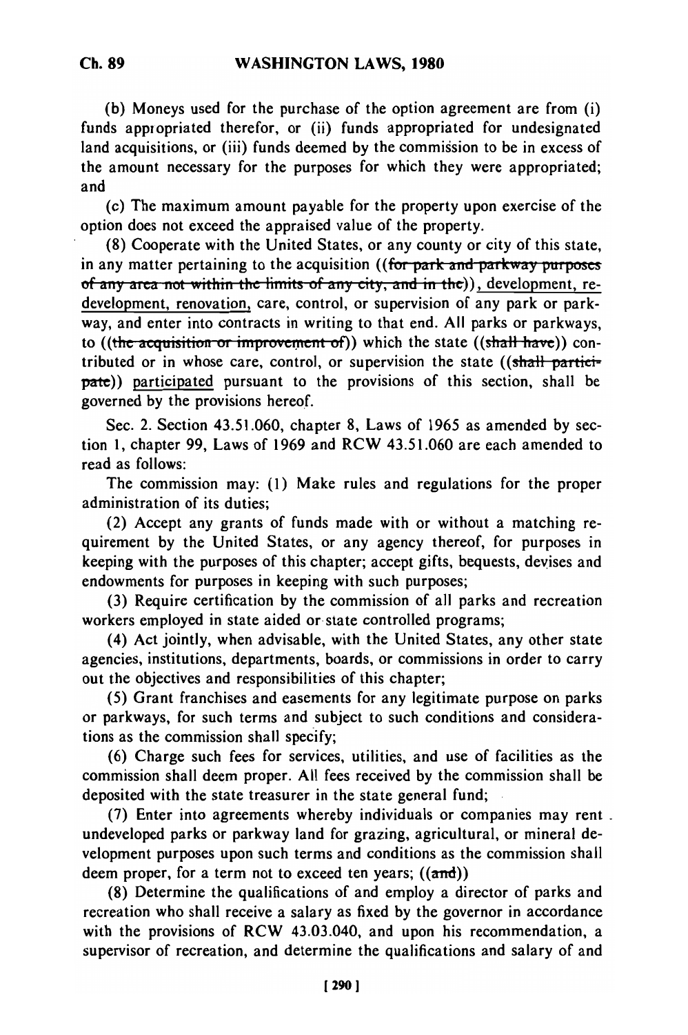(b) Moneys used for the purchase of the option agreement are from (i) funds appropriated therefor, or (ii) funds appropriated for undesignated land acquisitions, or (iii) funds deemed by the commission to be in excess of the amount necessary for the purposes for which they were appropriated; and

(c) The maximum amount payable for the property upon exercise of the option does not exceed the appraised value of the property.

(8) Cooperate with the United States, or any county or city of this state, in any matter pertaining to the acquisition ((~~for park and parkway purposes of any area not within the limits of any city, and in the~~)), development, redevelopment, renovation, care, control, or supervision of any park or parkway, and enter into contracts in writing to that end. All parks or parkways, to ((~~the acquisition or improvement of~~)) which the state ((~~shall have~~)) contributed or in whose care, control, or supervision the state ((~~shall participate~~)) participated pursuant to the provisions of this section, shall be governed by the provisions hereof.

Sec. 2. Section 43.51.060, chapter 8, Laws of 1965 as amended by section 1, chapter 99, Laws of 1969 and RCW 43.51.060 are each amended to read as follows:

The commission may: (1) Make rules and regulations for the proper administration of its duties;

(2) Accept any grants of funds made with or without a matching requirement by the United States, or any agency thereof, for purposes in keeping with the purposes of this chapter; accept gifts, bequests, devises and endowments for purposes in keeping with such purposes;

(3) Require certification by the commission of all parks and recreation workers employed in state aided or state controlled programs;

(4) Act jointly, when advisable, with the United States, any other state agencies, institutions, departments, boards, or commissions in order to carry out the objectives and responsibilities of this chapter;

(5) Grant franchises and easements for any legitimate purpose on parks or parkways, for such terms and subject to such conditions and considerations as the commission shall specify;

(6) Charge such fees for services, utilities, and use of facilities as the commission shall deem proper. All fees received by the commission shall be deposited with the state treasurer in the state general fund;

(7) Enter into agreements whereby individuals or companies may rent undeveloped parks or parkway land for grazing, agricultural, or mineral development purposes upon such terms and conditions as the commission shall deem proper, for a term not to exceed ten years; ((~~and~~))

(8) Determine the qualifications of and employ a director of parks and recreation who shall receive a salary as fixed by the governor in accordance with the provisions of RCW 43.03.040, and upon his recommendation, a supervisor of recreation, and determine the qualifications and salary of and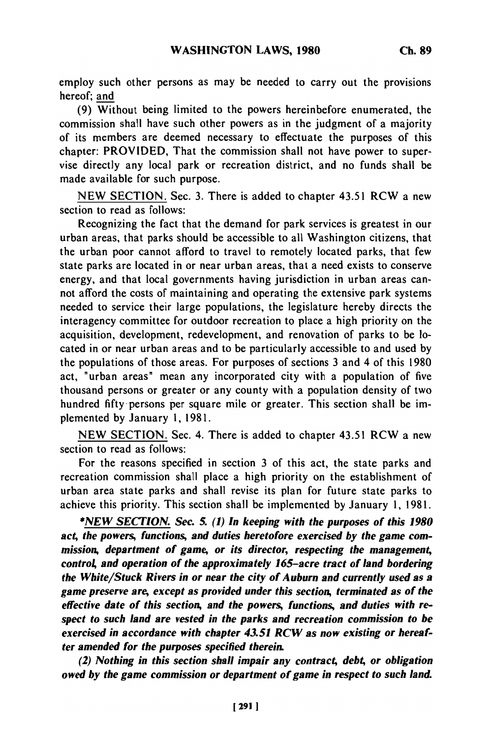employ such other persons as may be needed to carry out the provisions hereof; and

(9) Without being limited to the powers hereinbefore enumerated, the commission shall have such other powers as in the judgment of a majority of its members are deemed necessary to effectuate the purposes of this chapter: PROVIDED, That the commission shall not have power to supervise directly any local park or recreation district, and no funds shall be made available for such purpose.

NEW SECTION. Sec. 3. There is added to chapter 43.51 RCW a new section to read as follows:

Recognizing the fact that the demand for park services is greatest in our urban areas, that parks should be accessible to all Washington citizens, that the urban poor cannot afford to travel to remotely located parks, that few state parks are located in or near urban areas, that a need exists to conserve energy, and that local governments having jurisdiction in urban areas cannot afford the costs of maintaining and operating the extensive park systems needed to service their large populations, the legislature hereby directs the interagency committee for outdoor recreation to place a high priority on the acquisition, development, redevelopment, and renovation of parks to be located in or near urban areas and to be particularly accessible to and used by the populations of those areas. For purposes of sections 3 and 4 of this 1980 act, "urban areas" mean any incorporated city with a population of five thousand persons or greater or any county with a population density of two hundred fifty persons per square mile or greater. This section shall be implemented by January 1, 1981.

NEW SECTION. Sec. 4. There is added to chapter 43.51 RCW a new section to read as follows:

For the reasons specified in section 3 of this act, the state parks and recreation commission shall place a high priority on the establishment of urban area state parks and shall revise its plan for future state parks to achieve this priority. This section shall be implemented by January 1, 1981.

***NEW SECTION. Sec. 5. (1) In keeping with the purposes of this 1980 act, the powers, functions, and duties heretofore exercised by the game commission, department of game, or its director, respecting the management, control, and operation of the approximately 165–acre tract of land bordering the White/Stuck Rivers in or near the city of Auburn and currently used as a game preserve are, except as provided under this section, terminated as of the effective date of this section, and the powers, functions, and duties with respect to such land are vested in the parks and recreation commission to be exercised in accordance with chapter 43.51 RCW as now existing or hereafter amended for the purposes specified therein.**

***(2) Nothing in this section shall impair any contract, debt, or obligation owed by the game commission or department of game in respect to such land.***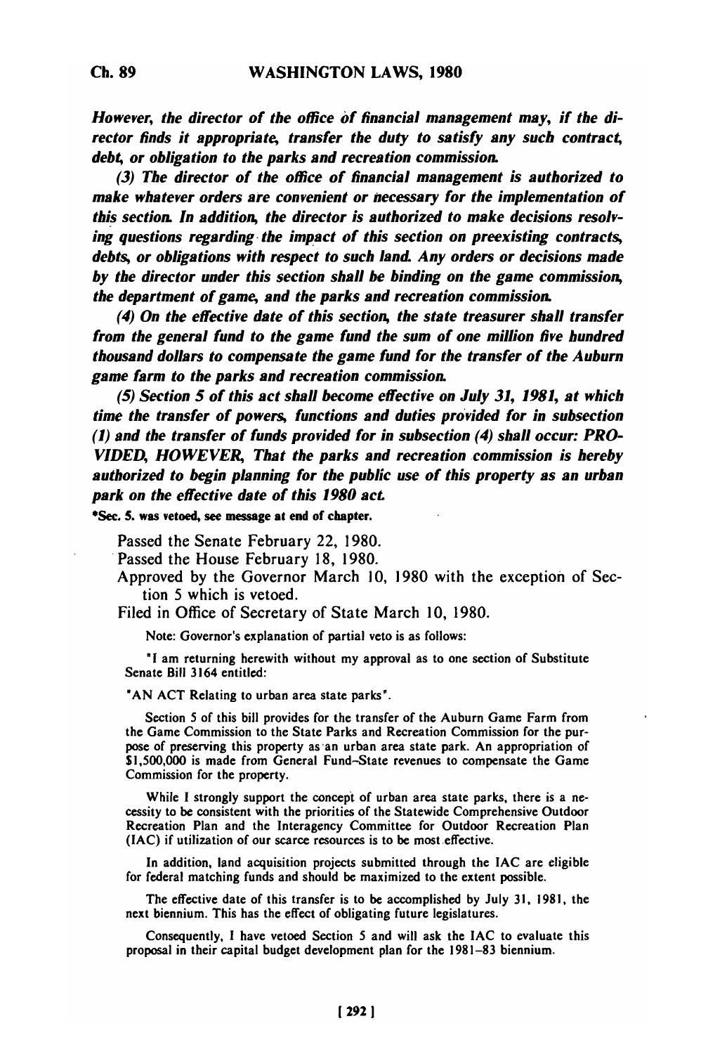*However, the director of the office of financial management may, if the director finds it appropriate, transfer the duty to satisfy any such contract, debt, or obligation to the parks and recreation commission.*

*(3) The director of the office of financial management is authorized to make whatever orders are convenient or necessary for the implementation of this section. In addition, the director is authorized to make decisions resolving questions regarding the impact of this section on preexisting contracts, debts, or obligations with respect to such land. Any orders or decisions made by the director under this section shall be binding on the game commission, the department of game, and the parks and recreation commission.*

*(4) On the effective date of this section, the state treasurer shall transfer from the general fund to the game fund the sum of one million five hundred thousand dollars to compensate the game fund for the transfer of the Auburn game farm to the parks and recreation commission.*

*(5) Section 5 of this act shall become effective on July 31, 1981, at which time the transfer of powers, functions and duties provided for in subsection (1) and the transfer of funds provided for in subsection (4) shall occur: PROVIDED, HOWEVER, That the parks and recreation commission is hereby authorized to begin planning for the public use of this property as an urban park on the effective date of this 1980 act.*

**\*Sec. 5. was vetoed, see message at end of chapter.**

Passed the Senate February 22, 1980.
Passed the House February 18, 1980.
Approved by the Governor March 10, 1980 with the exception of Section 5 which is vetoed.
Filed in Office of Secretary of State March 10, 1980.

Note: Governor's explanation of partial veto is as follows:

"I am returning herewith without my approval as to one section of Substitute Senate Bill 3164 entitled:

"AN ACT Relating to urban area state parks".

Section 5 of this bill provides for the transfer of the Auburn Game Farm from the Game Commission to the State Parks and Recreation Commission for the purpose of preserving this property as an urban area state park. An appropriation of $1,500,000 is made from General Fund–State revenues to compensate the Game Commission for the property.

While I strongly support the concept of urban area state parks, there is a necessity to be consistent with the priorities of the Statewide Comprehensive Outdoor Recreation Plan and the Interagency Committee for Outdoor Recreation Plan (IAC) if utilization of our scarce resources is to be most effective.

In addition, land acquisition projects submitted through the IAC are eligible for federal matching funds and should be maximized to the extent possible.

The effective date of this transfer is to be accomplished by July 31, 1981, the next biennium. This has the effect of obligating future legislatures.

Consequently, I have vetoed Section 5 and will ask the IAC to evaluate this proposal in their capital budget development plan for the 1981–83 biennium.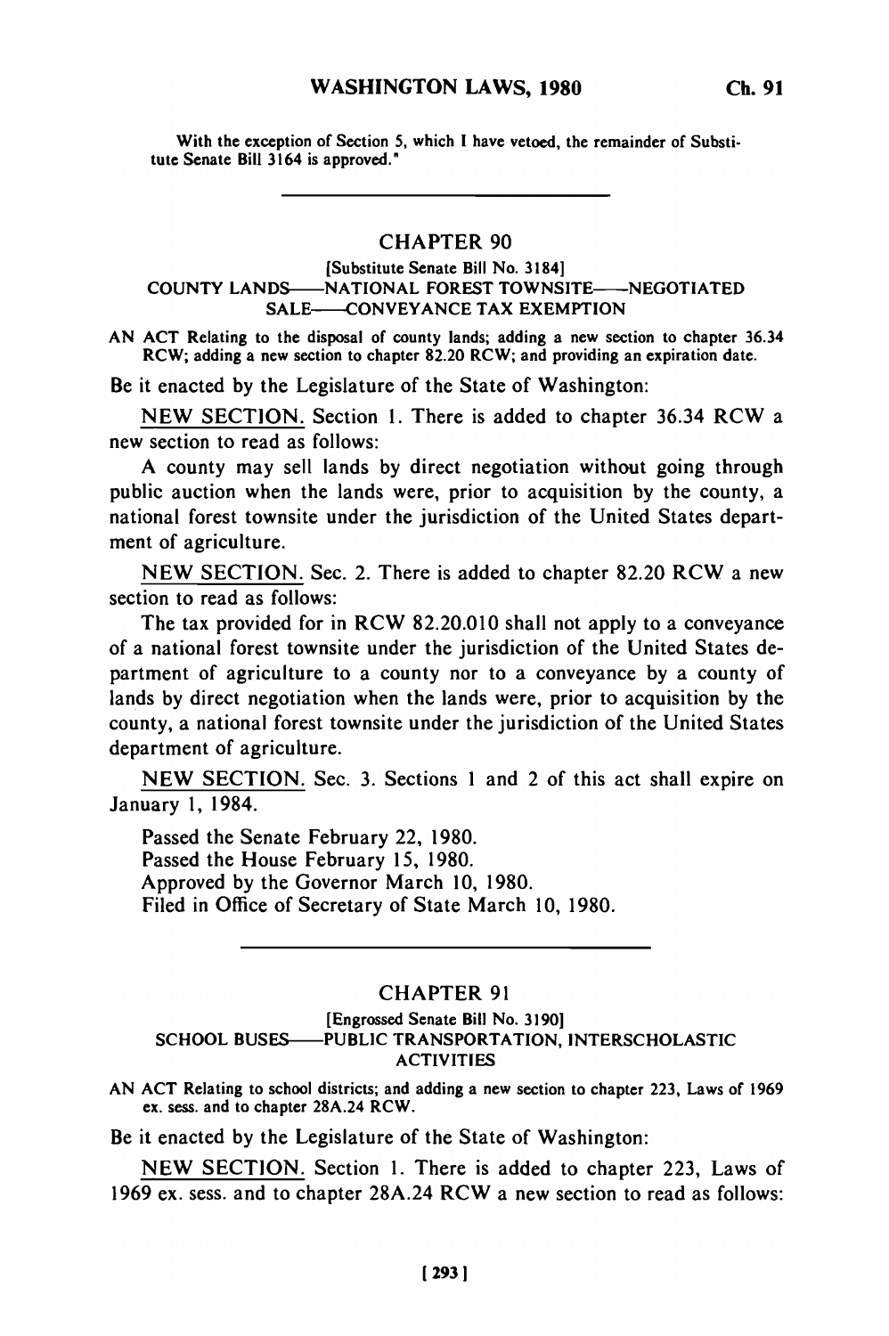With the exception of Section 5, which I have vetoed, the remainder of Substitute Senate Bill 3164 is approved."

## CHAPTER 90

[Substitute Senate Bill No. 3184]

### COUNTY LANDS—NATIONAL FOREST TOWNSITE—NEGOTIATED SALE—CONVEYANCE TAX EXEMPTION

AN ACT Relating to the disposal of county lands; adding a new section to chapter 36.34 RCW; adding a new section to chapter 82.20 RCW; and providing an expiration date.

Be it enacted by the Legislature of the State of Washington:

NEW SECTION. Section 1. There is added to chapter 36.34 RCW a new section to read as follows:

A county may sell lands by direct negotiation without going through public auction when the lands were, prior to acquisition by the county, a national forest townsite under the jurisdiction of the United States department of agriculture.

NEW SECTION. Sec. 2. There is added to chapter 82.20 RCW a new section to read as follows:

The tax provided for in RCW 82.20.010 shall not apply to a conveyance of a national forest townsite under the jurisdiction of the United States department of agriculture to a county nor to a conveyance by a county of lands by direct negotiation when the lands were, prior to acquisition by the county, a national forest townsite under the jurisdiction of the United States department of agriculture.

NEW SECTION. Sec. 3. Sections 1 and 2 of this act shall expire on January 1, 1984.

Passed the Senate February 22, 1980.
Passed the House February 15, 1980.
Approved by the Governor March 10, 1980.
Filed in Office of Secretary of State March 10, 1980.

## CHAPTER 91

[Engrossed Senate Bill No. 3190]

### SCHOOL BUSES—PUBLIC TRANSPORTATION, INTERSCHOLASTIC ACTIVITIES

AN ACT Relating to school districts; and adding a new section to chapter 223, Laws of 1969 ex. sess. and to chapter 28A.24 RCW.

Be it enacted by the Legislature of the State of Washington:

NEW SECTION. Section 1. There is added to chapter 223, Laws of 1969 ex. sess. and to chapter 28A.24 RCW a new section to read as follows: